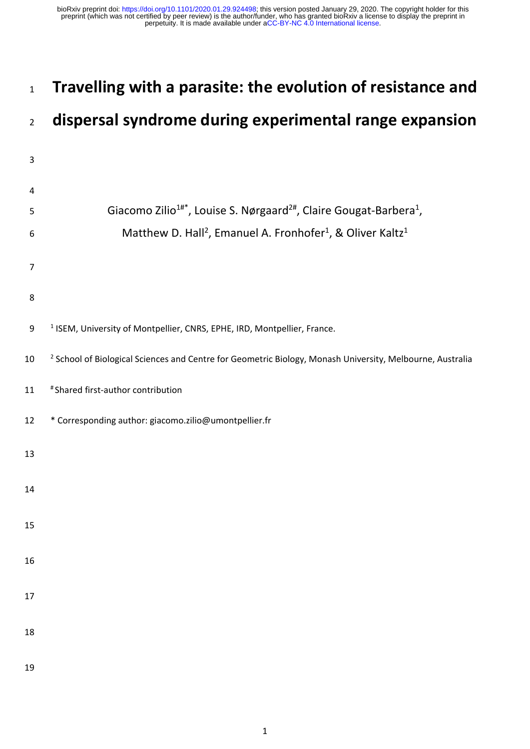# Travelling with a parasite: the evolution of resistance and dispersal syndrome during experimental range expansion

Giacomo Zilio[1#*], Louise S. Nørgaard[2#], Claire Gougat-Barbera[1], Matthew D. Hall[2], Emanuel A. Fronhofer[1], & Oliver Kaltz[1]

[1] ISEM, University of Montpellier, CNRS, EPHE, IRD, Montpellier, France.

[2] School of Biological Sciences and Centre for Geometric Biology, Monash University, Melbourne, Australia

[#] Shared first-author contribution

* Corresponding author: giacomo.zilio@umontpellier.fr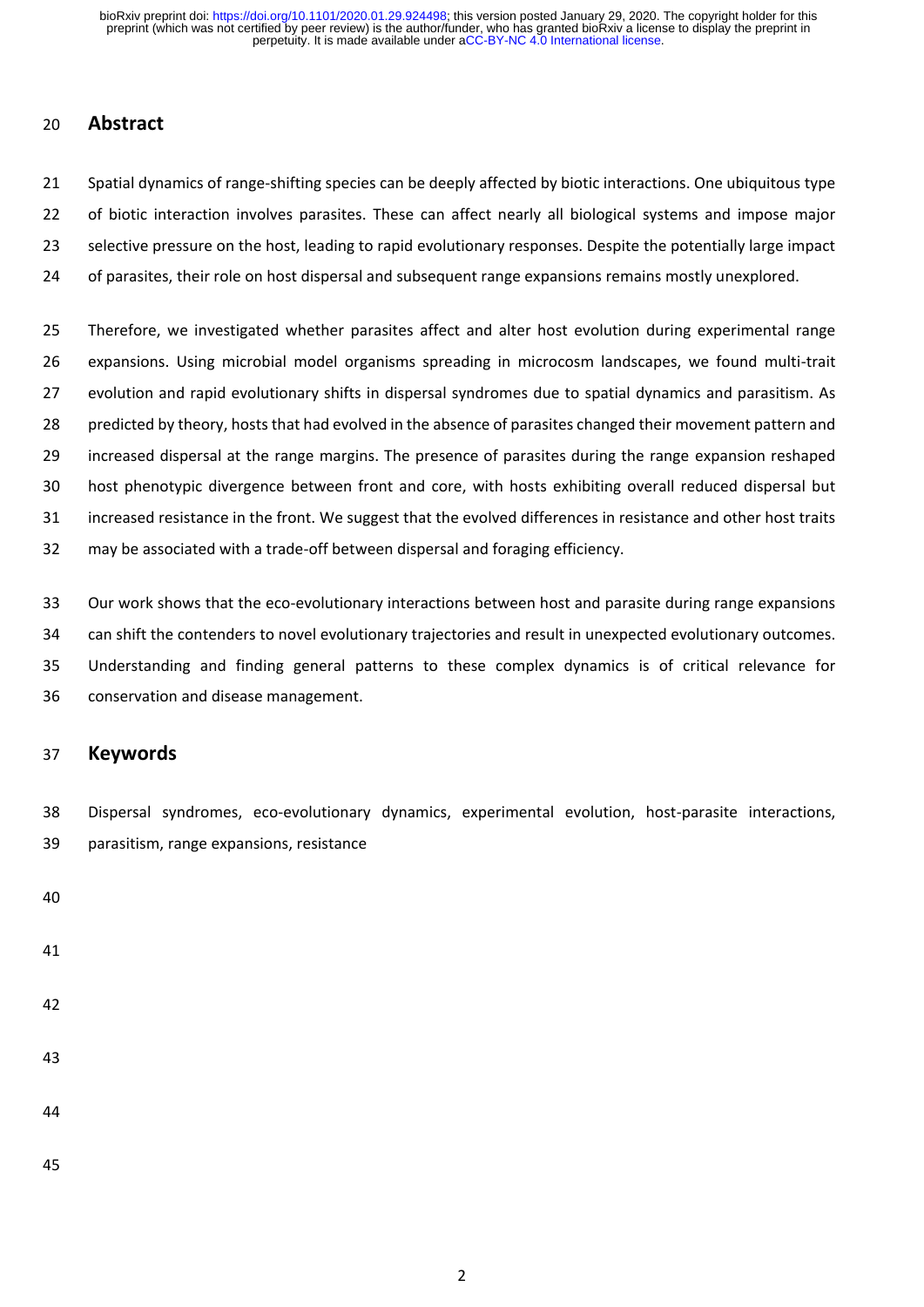## Abstract

Spatial dynamics of range-shifting species can be deeply affected by biotic interactions. One ubiquitous type of biotic interaction involves parasites. These can affect nearly all biological systems and impose major selective pressure on the host, leading to rapid evolutionary responses. Despite the potentially large impact of parasites, their role on host dispersal and subsequent range expansions remains mostly unexplored.

Therefore, we investigated whether parasites affect and alter host evolution during experimental range expansions. Using microbial model organisms spreading in microcosm landscapes, we found multi-trait evolution and rapid evolutionary shifts in dispersal syndromes due to spatial dynamics and parasitism. As predicted by theory, hosts that had evolved in the absence of parasites changed their movement pattern and increased dispersal at the range margins. The presence of parasites during the range expansion reshaped host phenotypic divergence between front and core, with hosts exhibiting overall reduced dispersal but increased resistance in the front. We suggest that the evolved differences in resistance and other host traits may be associated with a trade-off between dispersal and foraging efficiency.

Our work shows that the eco-evolutionary interactions between host and parasite during range expansions can shift the contenders to novel evolutionary trajectories and result in unexpected evolutionary outcomes. Understanding and finding general patterns to these complex dynamics is of critical relevance for conservation and disease management.

## Keywords

Dispersal syndromes, eco-evolutionary dynamics, experimental evolution, host-parasite interactions, parasitism, range expansions, resistance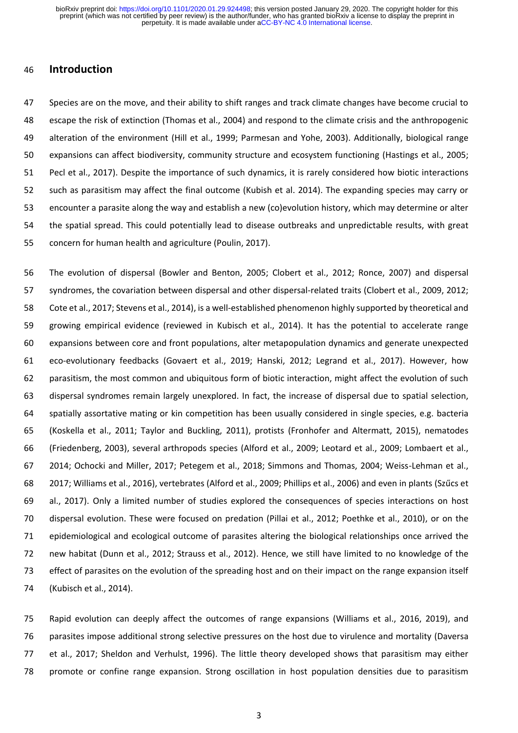## Introduction

Species are on the move, and their ability to shift ranges and track climate changes have become crucial to escape the risk of extinction (Thomas et al., 2004) and respond to the climate crisis and the anthropogenic alteration of the environment (Hill et al., 1999; Parmesan and Yohe, 2003). Additionally, biological range expansions can affect biodiversity, community structure and ecosystem functioning (Hastings et al., 2005; Pecl et al., 2017). Despite the importance of such dynamics, it is rarely considered how biotic interactions such as parasitism may affect the final outcome (Kubish et al. 2014). The expanding species may carry or encounter a parasite along the way and establish a new (co)evolution history, which may determine or alter the spatial spread. This could potentially lead to disease outbreaks and unpredictable results, with great concern for human health and agriculture (Poulin, 2017).

The evolution of dispersal (Bowler and Benton, 2005; Clobert et al., 2012; Ronce, 2007) and dispersal syndromes, the covariation between dispersal and other dispersal-related traits (Clobert et al., 2009, 2012; Cote et al., 2017; Stevens et al., 2014), is a well-established phenomenon highly supported by theoretical and growing empirical evidence (reviewed in Kubisch et al., 2014). It has the potential to accelerate range expansions between core and front populations, alter metapopulation dynamics and generate unexpected eco-evolutionary feedbacks (Govaert et al., 2019; Hanski, 2012; Legrand et al., 2017). However, how parasitism, the most common and ubiquitous form of biotic interaction, might affect the evolution of such dispersal syndromes remain largely unexplored. In fact, the increase of dispersal due to spatial selection, spatially assortative mating or kin competition has been usually considered in single species, e.g. bacteria (Koskella et al., 2011; Taylor and Buckling, 2011), protists (Fronhofer and Altermatt, 2015), nematodes (Friedenberg, 2003), several arthropods species (Alford et al., 2009; Leotard et al., 2009; Lombaert et al., 2014; Ochocki and Miller, 2017; Petegem et al., 2018; Simmons and Thomas, 2004; Weiss-Lehman et al., 2017; Williams et al., 2016), vertebrates (Alford et al., 2009; Phillips et al., 2006) and even in plants (Szűcs et al., 2017). Only a limited number of studies explored the consequences of species interactions on host dispersal evolution. These were focused on predation (Pillai et al., 2012; Poethke et al., 2010), or on the epidemiological and ecological outcome of parasites altering the biological relationships once arrived the new habitat (Dunn et al., 2012; Strauss et al., 2012). Hence, we still have limited to no knowledge of the effect of parasites on the evolution of the spreading host and on their impact on the range expansion itself (Kubisch et al., 2014).

Rapid evolution can deeply affect the outcomes of range expansions (Williams et al., 2016, 2019), and parasites impose additional strong selective pressures on the host due to virulence and mortality (Daversa et al., 2017; Sheldon and Verhulst, 1996). The little theory developed shows that parasitism may either promote or confine range expansion. Strong oscillation in host population densities due to parasitism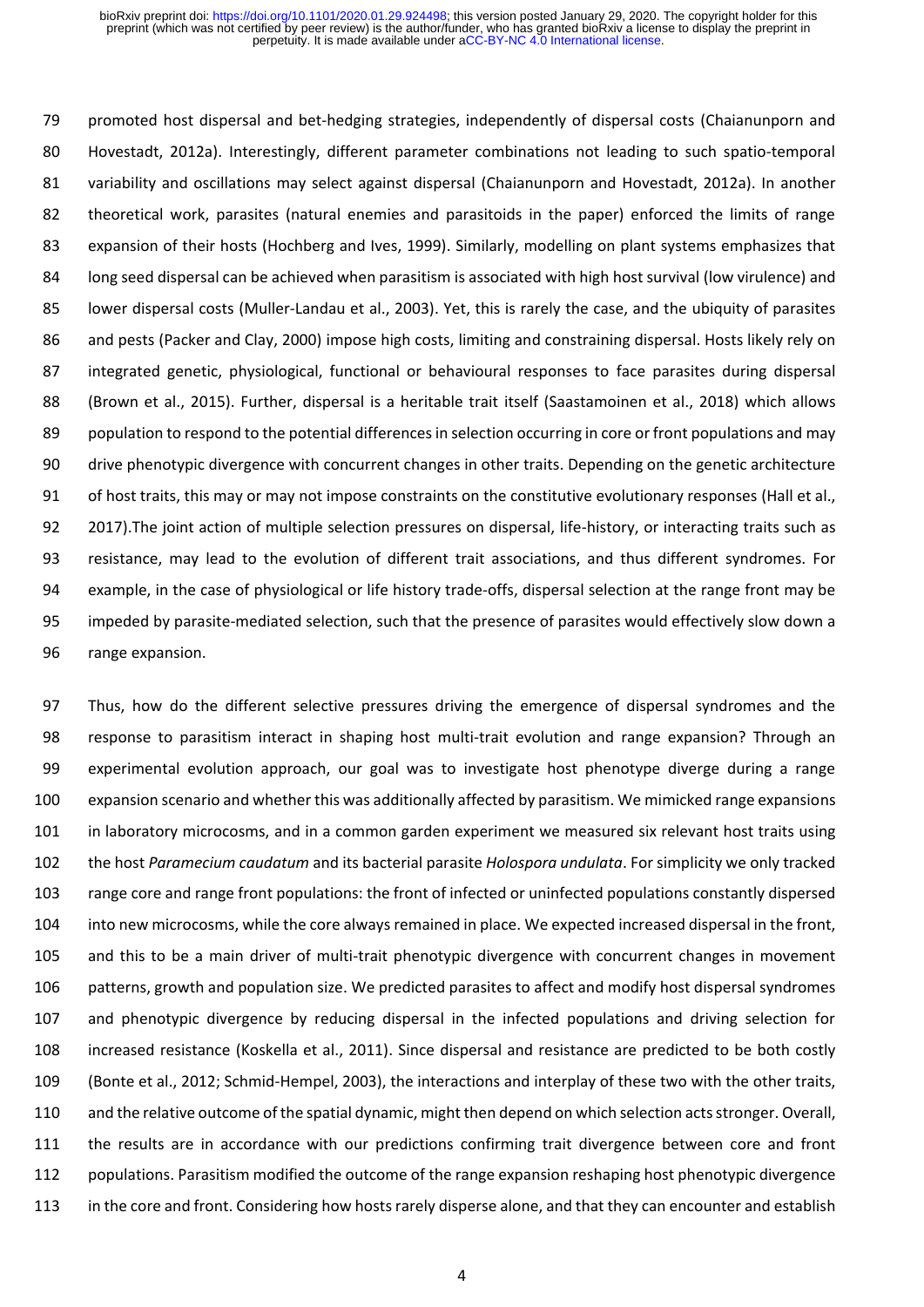promoted host dispersal and bet-hedging strategies, independently of dispersal costs (Chaianunporn and Hovestadt, 2012a). Interestingly, different parameter combinations not leading to such spatio-temporal variability and oscillations may select against dispersal (Chaianunporn and Hovestadt, 2012a). In another theoretical work, parasites (natural enemies and parasitoids in the paper) enforced the limits of range expansion of their hosts (Hochberg and Ives, 1999). Similarly, modelling on plant systems emphasizes that long seed dispersal can be achieved when parasitism is associated with high host survival (low virulence) and lower dispersal costs (Muller-Landau et al., 2003). Yet, this is rarely the case, and the ubiquity of parasites and pests (Packer and Clay, 2000) impose high costs, limiting and constraining dispersal. Hosts likely rely on integrated genetic, physiological, functional or behavioural responses to face parasites during dispersal (Brown et al., 2015). Further, dispersal is a heritable trait itself (Saastamoinen et al., 2018) which allows population to respond to the potential differences in selection occurring in core or front populations and may drive phenotypic divergence with concurrent changes in other traits. Depending on the genetic architecture of host traits, this may or may not impose constraints on the constitutive evolutionary responses (Hall et al., 2017).The joint action of multiple selection pressures on dispersal, life-history, or interacting traits such as resistance, may lead to the evolution of different trait associations, and thus different syndromes. For example, in the case of physiological or life history trade-offs, dispersal selection at the range front may be impeded by parasite-mediated selection, such that the presence of parasites would effectively slow down a range expansion.

Thus, how do the different selective pressures driving the emergence of dispersal syndromes and the response to parasitism interact in shaping host multi-trait evolution and range expansion? Through an experimental evolution approach, our goal was to investigate host phenotype diverge during a range expansion scenario and whether this was additionally affected by parasitism. We mimicked range expansions in laboratory microcosms, and in a common garden experiment we measured six relevant host traits using the host *Paramecium caudatum* and its bacterial parasite *Holospora undulata*. For simplicity we only tracked range core and range front populations: the front of infected or uninfected populations constantly dispersed into new microcosms, while the core always remained in place. We expected increased dispersal in the front, and this to be a main driver of multi-trait phenotypic divergence with concurrent changes in movement patterns, growth and population size. We predicted parasites to affect and modify host dispersal syndromes and phenotypic divergence by reducing dispersal in the infected populations and driving selection for increased resistance (Koskella et al., 2011). Since dispersal and resistance are predicted to be both costly (Bonte et al., 2012; Schmid-Hempel, 2003), the interactions and interplay of these two with the other traits, and the relative outcome of the spatial dynamic, might then depend on which selection acts stronger. Overall, the results are in accordance with our predictions confirming trait divergence between core and front populations. Parasitism modified the outcome of the range expansion reshaping host phenotypic divergence in the core and front. Considering how hosts rarely disperse alone, and that they can encounter and establish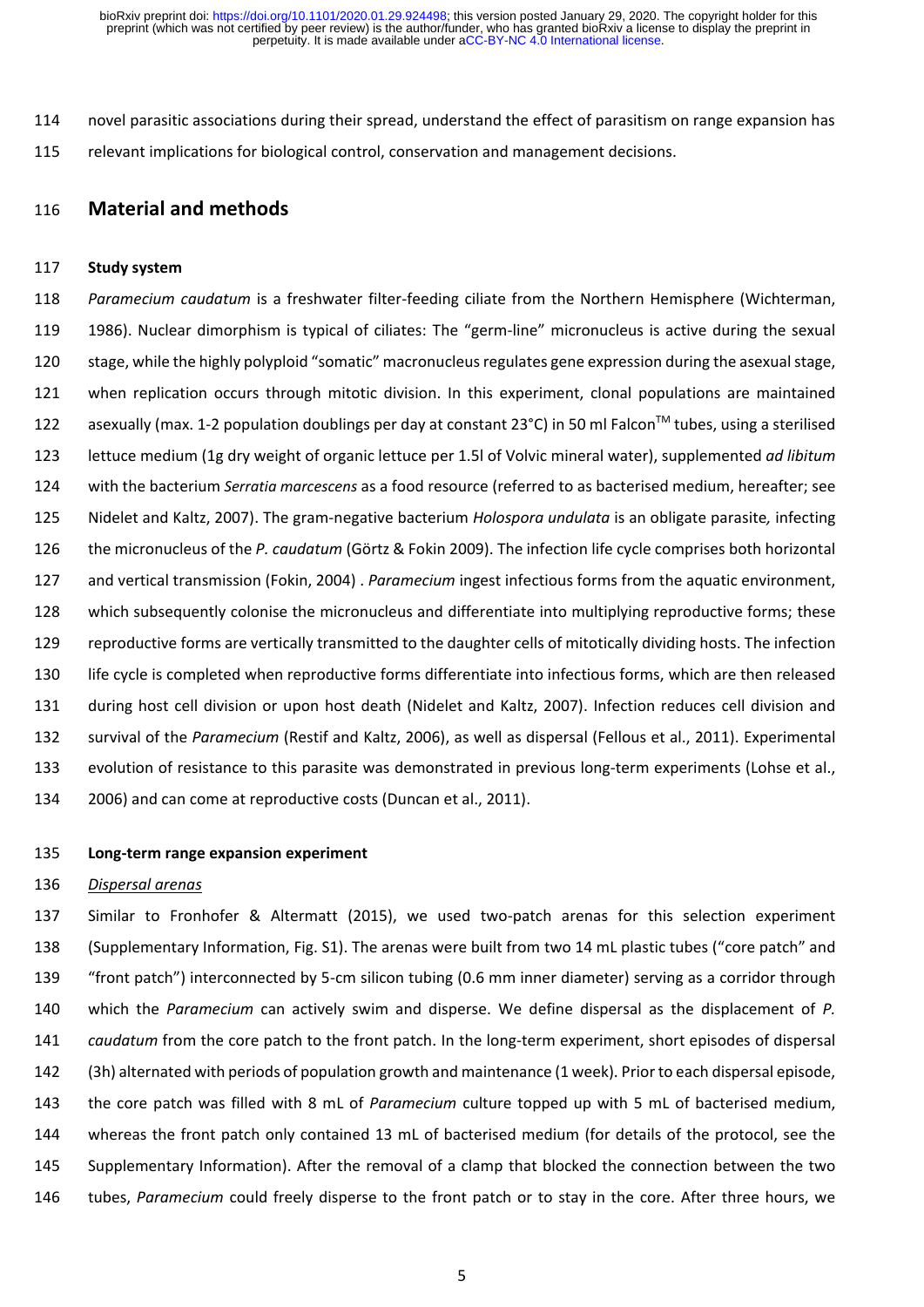novel parasitic associations during their spread, understand the effect of parasitism on range expansion has relevant implications for biological control, conservation and management decisions.

## Material and methods

### Study system

*Paramecium caudatum* is a freshwater filter-feeding ciliate from the Northern Hemisphere (Wichterman, 1986). Nuclear dimorphism is typical of ciliates: The "germ-line" micronucleus is active during the sexual stage, while the highly polyploid "somatic" macronucleus regulates gene expression during the asexual stage, when replication occurs through mitotic division. In this experiment, clonal populations are maintained asexually (max. 1-2 population doublings per day at constant 23°C) in 50 ml Falcon™ tubes, using a sterilised lettuce medium (1g dry weight of organic lettuce per 1.5l of Volvic mineral water), supplemented *ad libitum* with the bacterium *Serratia marcescens* as a food resource (referred to as bacterised medium, hereafter; see Nidelet and Kaltz, 2007). The gram-negative bacterium *Holospora undulata* is an obligate parasite*,* infecting the micronucleus of the *P. caudatum* (Görtz & Fokin 2009). The infection life cycle comprises both horizontal and vertical transmission (Fokin, 2004) . *Paramecium* ingest infectious forms from the aquatic environment, which subsequently colonise the micronucleus and differentiate into multiplying reproductive forms; these reproductive forms are vertically transmitted to the daughter cells of mitotically dividing hosts. The infection life cycle is completed when reproductive forms differentiate into infectious forms, which are then released during host cell division or upon host death (Nidelet and Kaltz, 2007). Infection reduces cell division and survival of the *Paramecium* (Restif and Kaltz, 2006), as well as dispersal (Fellous et al., 2011). Experimental evolution of resistance to this parasite was demonstrated in previous long-term experiments (Lohse et al., 2006) and can come at reproductive costs (Duncan et al., 2011).

### Long-term range expansion experiment

*Dispersal arenas*

Similar to Fronhofer & Altermatt (2015), we used two-patch arenas for this selection experiment (Supplementary Information, Fig. S1). The arenas were built from two 14 mL plastic tubes ("core patch" and "front patch") interconnected by 5-cm silicon tubing (0.6 mm inner diameter) serving as a corridor through which the *Paramecium* can actively swim and disperse. We define dispersal as the displacement of *P. caudatum* from the core patch to the front patch. In the long-term experiment, short episodes of dispersal (3h) alternated with periods of population growth and maintenance (1 week). Prior to each dispersal episode, the core patch was filled with 8 mL of *Paramecium* culture topped up with 5 mL of bacterised medium, whereas the front patch only contained 13 mL of bacterised medium (for details of the protocol, see the Supplementary Information). After the removal of a clamp that blocked the connection between the two tubes, *Paramecium* could freely disperse to the front patch or to stay in the core. After three hours, we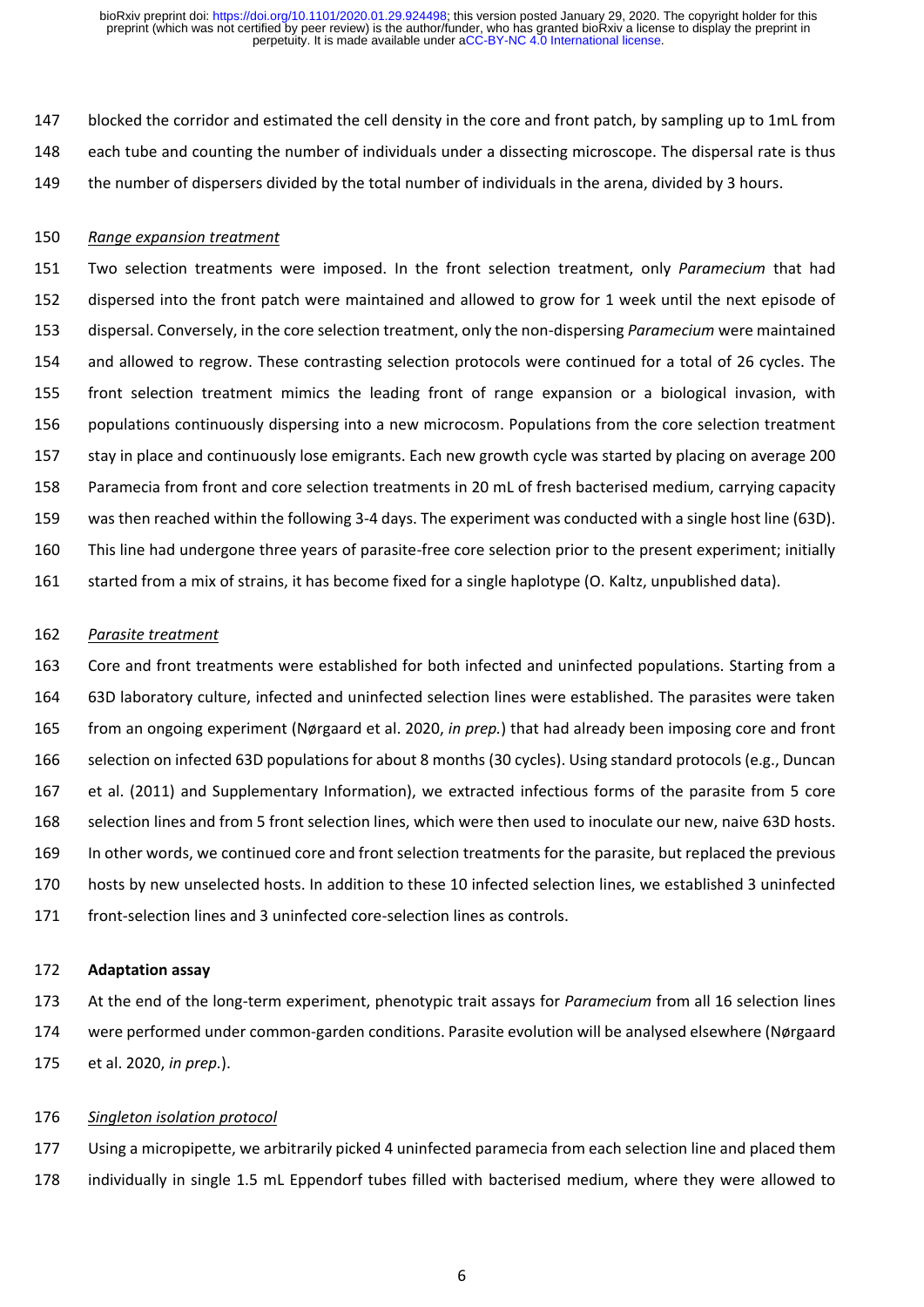blocked the corridor and estimated the cell density in the core and front patch, by sampling up to 1mL from each tube and counting the number of individuals under a dissecting microscope. The dispersal rate is thus the number of dispersers divided by the total number of individuals in the arena, divided by 3 hours.

*Range expansion treatment*

Two selection treatments were imposed. In the front selection treatment, only *Paramecium* that had dispersed into the front patch were maintained and allowed to grow for 1 week until the next episode of dispersal. Conversely, in the core selection treatment, only the non-dispersing *Paramecium* were maintained and allowed to regrow. These contrasting selection protocols were continued for a total of 26 cycles. The front selection treatment mimics the leading front of range expansion or a biological invasion, with populations continuously dispersing into a new microcosm. Populations from the core selection treatment stay in place and continuously lose emigrants. Each new growth cycle was started by placing on average 200 Paramecia from front and core selection treatments in 20 mL of fresh bacterised medium, carrying capacity was then reached within the following 3-4 days. The experiment was conducted with a single host line (63D). This line had undergone three years of parasite-free core selection prior to the present experiment; initially started from a mix of strains, it has become fixed for a single haplotype (O. Kaltz, unpublished data).

*Parasite treatment*

Core and front treatments were established for both infected and uninfected populations. Starting from a 63D laboratory culture, infected and uninfected selection lines were established. The parasites were taken from an ongoing experiment (Nørgaard et al. 2020, *in prep.*) that had already been imposing core and front selection on infected 63D populations for about 8 months (30 cycles). Using standard protocols (e.g., Duncan et al. (2011) and Supplementary Information), we extracted infectious forms of the parasite from 5 core selection lines and from 5 front selection lines, which were then used to inoculate our new, naive 63D hosts. In other words, we continued core and front selection treatments for the parasite, but replaced the previous hosts by new unselected hosts. In addition to these 10 infected selection lines, we established 3 uninfected front-selection lines and 3 uninfected core-selection lines as controls.

**Adaptation assay**

At the end of the long-term experiment, phenotypic trait assays for *Paramecium* from all 16 selection lines were performed under common-garden conditions. Parasite evolution will be analysed elsewhere (Nørgaard et al. 2020, *in prep.*).

*Singleton isolation protocol*

Using a micropipette, we arbitrarily picked 4 uninfected paramecia from each selection line and placed them individually in single 1.5 mL Eppendorf tubes filled with bacterised medium, where they were allowed to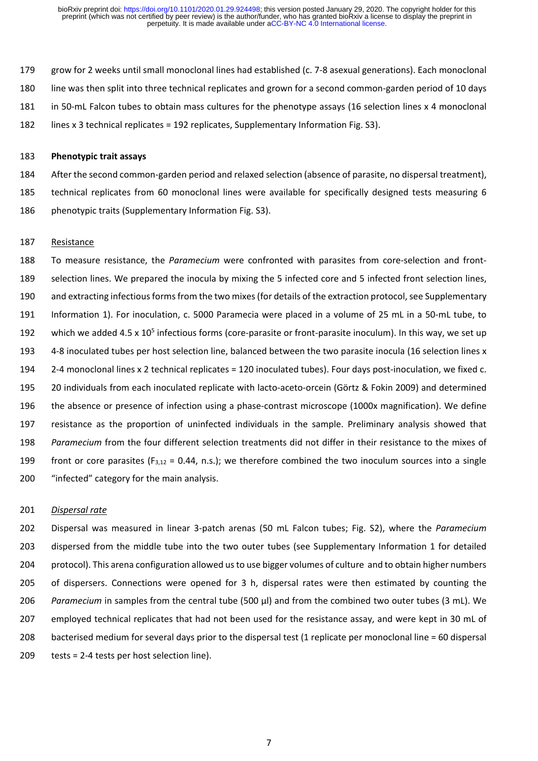grow for 2 weeks until small monoclonal lines had established (c. 7-8 asexual generations). Each monoclonal line was then split into three technical replicates and grown for a second common-garden period of 10 days in 50-mL Falcon tubes to obtain mass cultures for the phenotype assays (16 selection lines x 4 monoclonal lines x 3 technical replicates = 192 replicates, Supplementary Information Fig. S3).

**Phenotypic trait assays**

After the second common-garden period and relaxed selection (absence of parasite, no dispersal treatment), technical replicates from 60 monoclonal lines were available for specifically designed tests measuring 6 phenotypic traits (Supplementary Information Fig. S3).

Resistance

To measure resistance, the *Paramecium* were confronted with parasites from core-selection and front-selection lines. We prepared the inocula by mixing the 5 infected core and 5 infected front selection lines, and extracting infectious forms from the two mixes (for details of the extraction protocol, see Supplementary Information 1). For inoculation, c. 5000 Paramecia were placed in a volume of 25 mL in a 50-mL tube, to which we added $4.5 \times 10^5$ infectious forms (core-parasite or front-parasite inoculum). In this way, we set up 4-8 inoculated tubes per host selection line, balanced between the two parasite inocula (16 selection lines x 2-4 monoclonal lines x 2 technical replicates = 120 inoculated tubes). Four days post-inoculation, we fixed c. 20 individuals from each inoculated replicate with lacto-aceto-orcein (Görtz & Fokin 2009) and determined the absence or presence of infection using a phase-contrast microscope (1000x magnification). We define resistance as the proportion of uninfected individuals in the sample. Preliminary analysis showed that *Paramecium* from the four different selection treatments did not differ in their resistance to the mixes of front or core parasites ($F_{3,12} = 0.44$, n.s.); we therefore combined the two inoculum sources into a single "infected" category for the main analysis.

*Dispersal rate*

Dispersal was measured in linear 3-patch arenas (50 mL Falcon tubes; Fig. S2), where the *Paramecium* dispersed from the middle tube into the two outer tubes (see Supplementary Information 1 for detailed protocol). This arena configuration allowed us to use bigger volumes of culture and to obtain higher numbers of dispersers. Connections were opened for 3 h, dispersal rates were then estimated by counting the *Paramecium* in samples from the central tube (500 µl) and from the combined two outer tubes (3 mL). We employed technical replicates that had not been used for the resistance assay, and were kept in 30 mL of bacterised medium for several days prior to the dispersal test (1 replicate per monoclonal line = 60 dispersal tests = 2-4 tests per host selection line).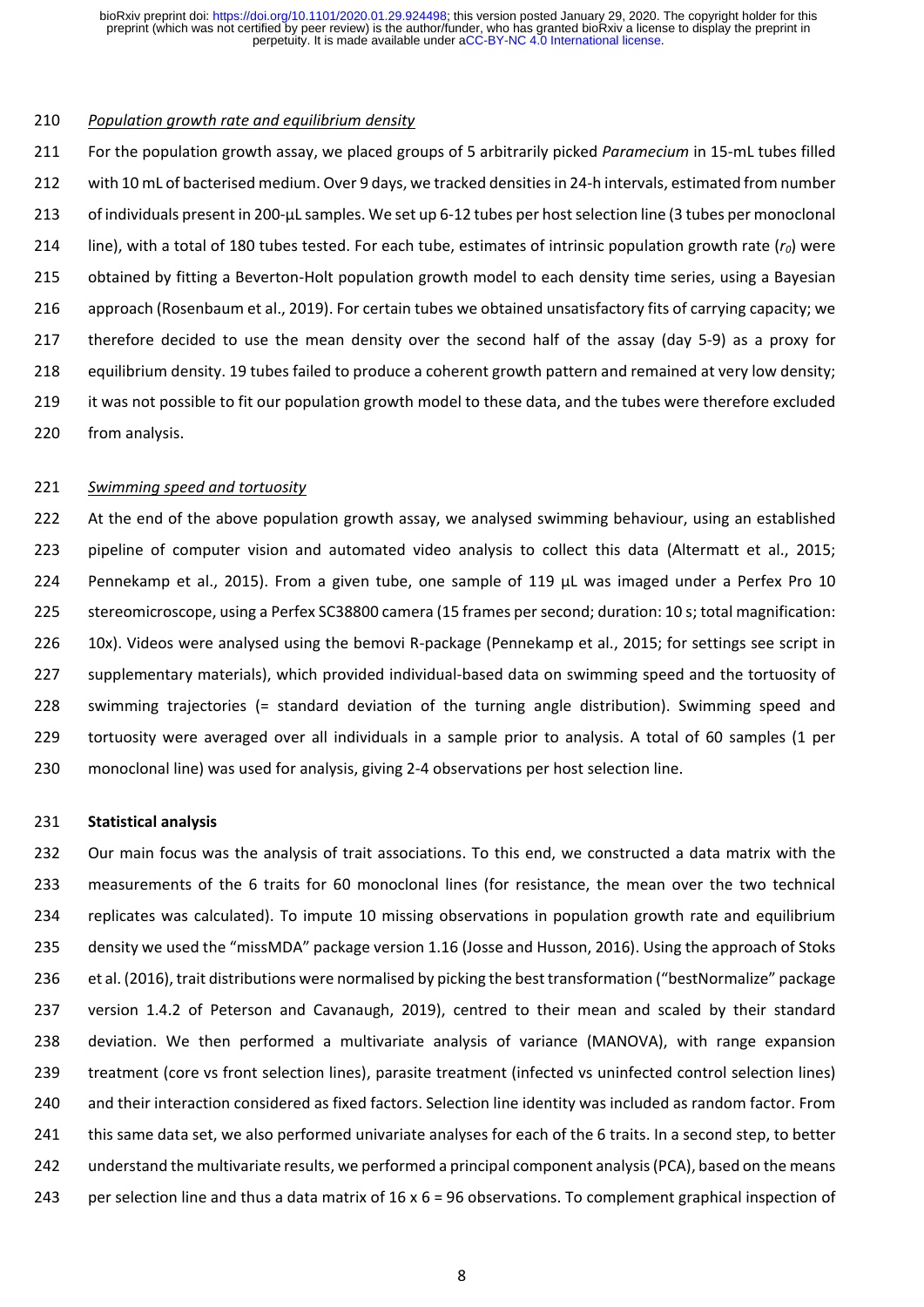*Population growth rate and equilibrium density*

For the population growth assay, we placed groups of 5 arbitrarily picked *Paramecium* in 15-mL tubes filled with 10 mL of bacterised medium. Over 9 days, we tracked densities in 24-h intervals, estimated from number of individuals present in 200-µL samples. We set up 6-12 tubes per host selection line (3 tubes per monoclonal line), with a total of 180 tubes tested. For each tube, estimates of intrinsic population growth rate ($r_0$) were obtained by fitting a Beverton-Holt population growth model to each density time series, using a Bayesian approach (Rosenbaum et al., 2019). For certain tubes we obtained unsatisfactory fits of carrying capacity; we therefore decided to use the mean density over the second half of the assay (day 5-9) as a proxy for equilibrium density. 19 tubes failed to produce a coherent growth pattern and remained at very low density; it was not possible to fit our population growth model to these data, and the tubes were therefore excluded from analysis.

*Swimming speed and tortuosity*

At the end of the above population growth assay, we analysed swimming behaviour, using an established pipeline of computer vision and automated video analysis to collect this data (Altermatt et al., 2015; Pennekamp et al., 2015). From a given tube, one sample of 119 µL was imaged under a Perfex Pro 10 stereomicroscope, using a Perfex SC38800 camera (15 frames per second; duration: 10 s; total magnification: 10x). Videos were analysed using the bemovi R-package (Pennekamp et al., 2015; for settings see script in supplementary materials), which provided individual-based data on swimming speed and the tortuosity of swimming trajectories (= standard deviation of the turning angle distribution). Swimming speed and tortuosity were averaged over all individuals in a sample prior to analysis. A total of 60 samples (1 per monoclonal line) was used for analysis, giving 2-4 observations per host selection line.

**Statistical analysis**

Our main focus was the analysis of trait associations. To this end, we constructed a data matrix with the measurements of the 6 traits for 60 monoclonal lines (for resistance, the mean over the two technical replicates was calculated). To impute 10 missing observations in population growth rate and equilibrium density we used the "missMDA" package version 1.16 (Josse and Husson, 2016). Using the approach of Stoks et al. (2016), trait distributions were normalised by picking the best transformation ("bestNormalize" package version 1.4.2 of Peterson and Cavanaugh, 2019), centred to their mean and scaled by their standard deviation. We then performed a multivariate analysis of variance (MANOVA), with range expansion treatment (core vs front selection lines), parasite treatment (infected vs uninfected control selection lines) and their interaction considered as fixed factors. Selection line identity was included as random factor. From this same data set, we also performed univariate analyses for each of the 6 traits. In a second step, to better understand the multivariate results, we performed a principal component analysis (PCA), based on the means per selection line and thus a data matrix of 16 x 6 = 96 observations. To complement graphical inspection of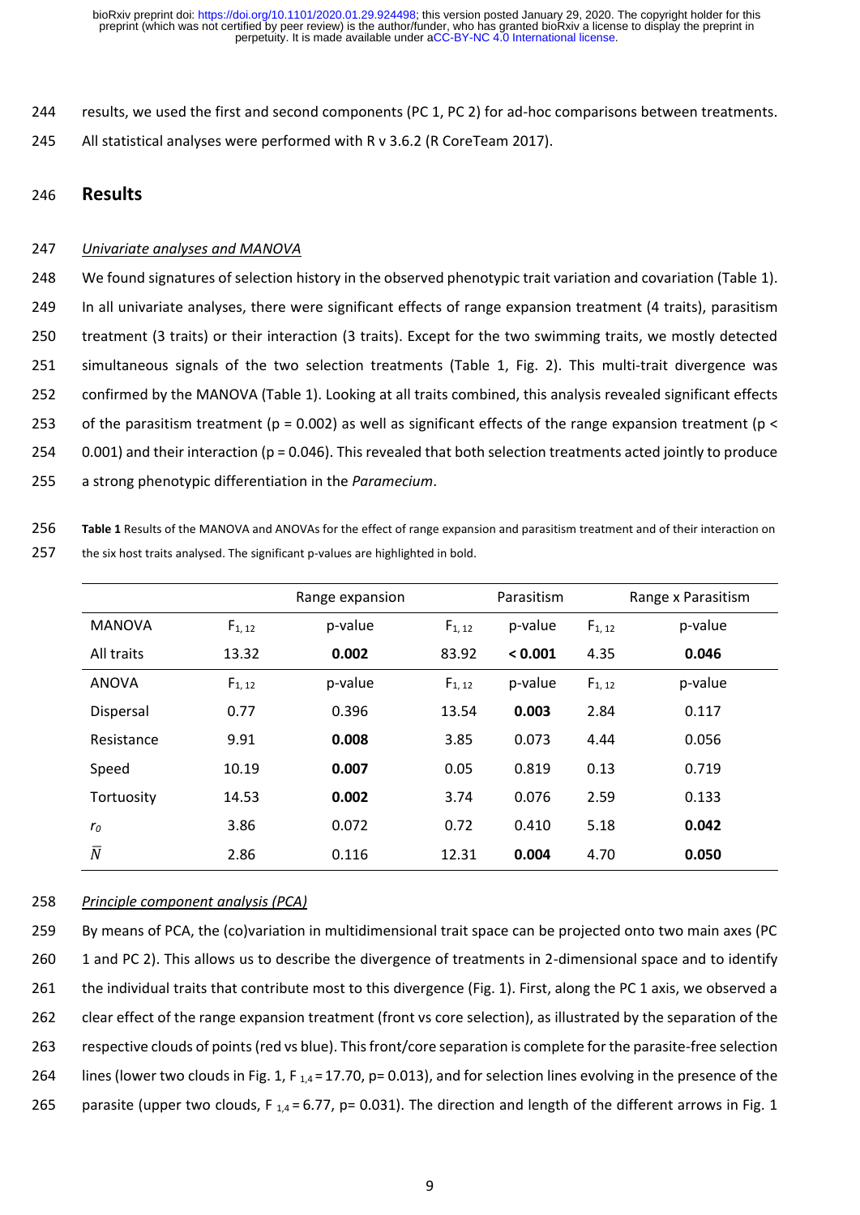results, we used the first and second components (PC 1, PC 2) for ad-hoc comparisons between treatments. All statistical analyses were performed with R v 3.6.2 (R CoreTeam 2017).

## Results

### *Univariate analyses and MANOVA*

We found signatures of selection history in the observed phenotypic trait variation and covariation (Table 1). In all univariate analyses, there were significant effects of range expansion treatment (4 traits), parasitism treatment (3 traits) or their interaction (3 traits). Except for the two swimming traits, we mostly detected simultaneous signals of the two selection treatments (Table 1, Fig. 2). This multi-trait divergence was confirmed by the MANOVA (Table 1). Looking at all traits combined, this analysis revealed significant effects of the parasitism treatment ($p = 0.002$) as well as significant effects of the range expansion treatment ($p < 0.001$) and their interaction ($p = 0.046$). This revealed that both selection treatments acted jointly to produce a strong phenotypic differentiation in the *Paramecium*.

**Table 1** Results of the MANOVA and ANOVAs for the effect of range expansion and parasitism treatment and of their interaction on the six host traits analysed. The significant p-values are highlighted in bold.

| | Range expansion | | Parasitism | | Range x Parasitism | |
|---|---|---|---|---|---|---|
| MANOVA | $F_{1,12}$ | p-value | $F_{1,12}$ | p-value | $F_{1,12}$ | p-value |
| All traits | 13.32 | **0.002** | 83.92 | **< 0.001** | 4.35 | **0.046** |
| ANOVA | $F_{1,12}$ | p-value | $F_{1,12}$ | p-value | $F_{1,12}$ | p-value |
| Dispersal | 0.77 | 0.396 | 13.54 | **0.003** | 2.84 | 0.117 |
| Resistance | 9.91 | **0.008** | 3.85 | 0.073 | 4.44 | 0.056 |
| Speed | 10.19 | **0.007** | 0.05 | 0.819 | 0.13 | 0.719 |
| Tortuosity | 14.53 | **0.002** | 3.74 | 0.076 | 2.59 | 0.133 |
| $r_0$ | 3.86 | 0.072 | 0.72 | 0.410 | 5.18 | **0.042** |
| $\bar{N}$ | 2.86 | 0.116 | 12.31 | **0.004** | 4.70 | **0.050** |

### *Principle component analysis (PCA)*

By means of PCA, the (co)variation in multidimensional trait space can be projected onto two main axes (PC 1 and PC 2). This allows us to describe the divergence of treatments in 2-dimensional space and to identify the individual traits that contribute most to this divergence (Fig. 1). First, along the PC 1 axis, we observed a clear effect of the range expansion treatment (front vs core selection), as illustrated by the separation of the respective clouds of points (red vs blue). This front/core separation is complete for the parasite-free selection lines (lower two clouds in Fig. 1, $F_{1,4} = 17.70$, $p = 0.013$), and for selection lines evolving in the presence of the parasite (upper two clouds, $F_{1,4} = 6.77$, $p = 0.031$). The direction and length of the different arrows in Fig. 1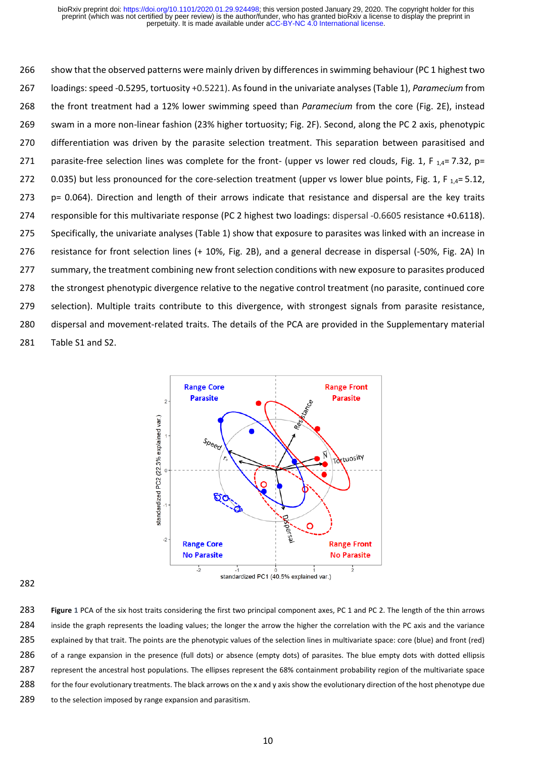show that the observed patterns were mainly driven by differences in swimming behaviour (PC 1 highest two loadings: speed -0.5295, tortuosity +0.5221). As found in the univariate analyses (Table 1), *Paramecium* from the front treatment had a 12% lower swimming speed than *Paramecium* from the core (Fig. 2E), instead swam in a more non-linear fashion (23% higher tortuosity; Fig. 2F). Second, along the PC 2 axis, phenotypic differentiation was driven by the parasite selection treatment. This separation between parasitised and parasite-free selection lines was complete for the front- (upper vs lower red clouds, Fig. 1, $F_{1,4}$= 7.32, p= 0.035) but less pronounced for the core-selection treatment (upper vs lower blue points, Fig. 1, $F_{1,4}$= 5.12, p= 0.064). Direction and length of their arrows indicate that resistance and dispersal are the key traits responsible for this multivariate response (PC 2 highest two loadings: dispersal -0.6605 resistance +0.6118). Specifically, the univariate analyses (Table 1) show that exposure to parasites was linked with an increase in resistance for front selection lines (+ 10%, Fig. 2B), and a general decrease in dispersal (-50%, Fig. 2A) In summary, the treatment combining new front selection conditions with new exposure to parasites produced the strongest phenotypic divergence relative to the negative control treatment (no parasite, continued core selection). Multiple traits contribute to this divergence, with strongest signals from parasite resistance, dispersal and movement-related traits. The details of the PCA are provided in the Supplementary material Table S1 and S2.

**Figure 1** PCA of the six host traits considering the first two principal component axes, PC 1 and PC 2. The length of the thin arrows inside the graph represents the loading values; the longer the arrow the higher the correlation with the PC axis and the variance explained by that trait. The points are the phenotypic values of the selection lines in multivariate space: core (blue) and front (red) of a range expansion in the presence (full dots) or absence (empty dots) of parasites. The blue empty dots with dotted ellipsis represent the ancestral host populations. The ellipses represent the 68% containment probability region of the multivariate space for the four evolutionary treatments. The black arrows on the x and y axis show the evolutionary direction of the host phenotype due to the selection imposed by range expansion and parasitism.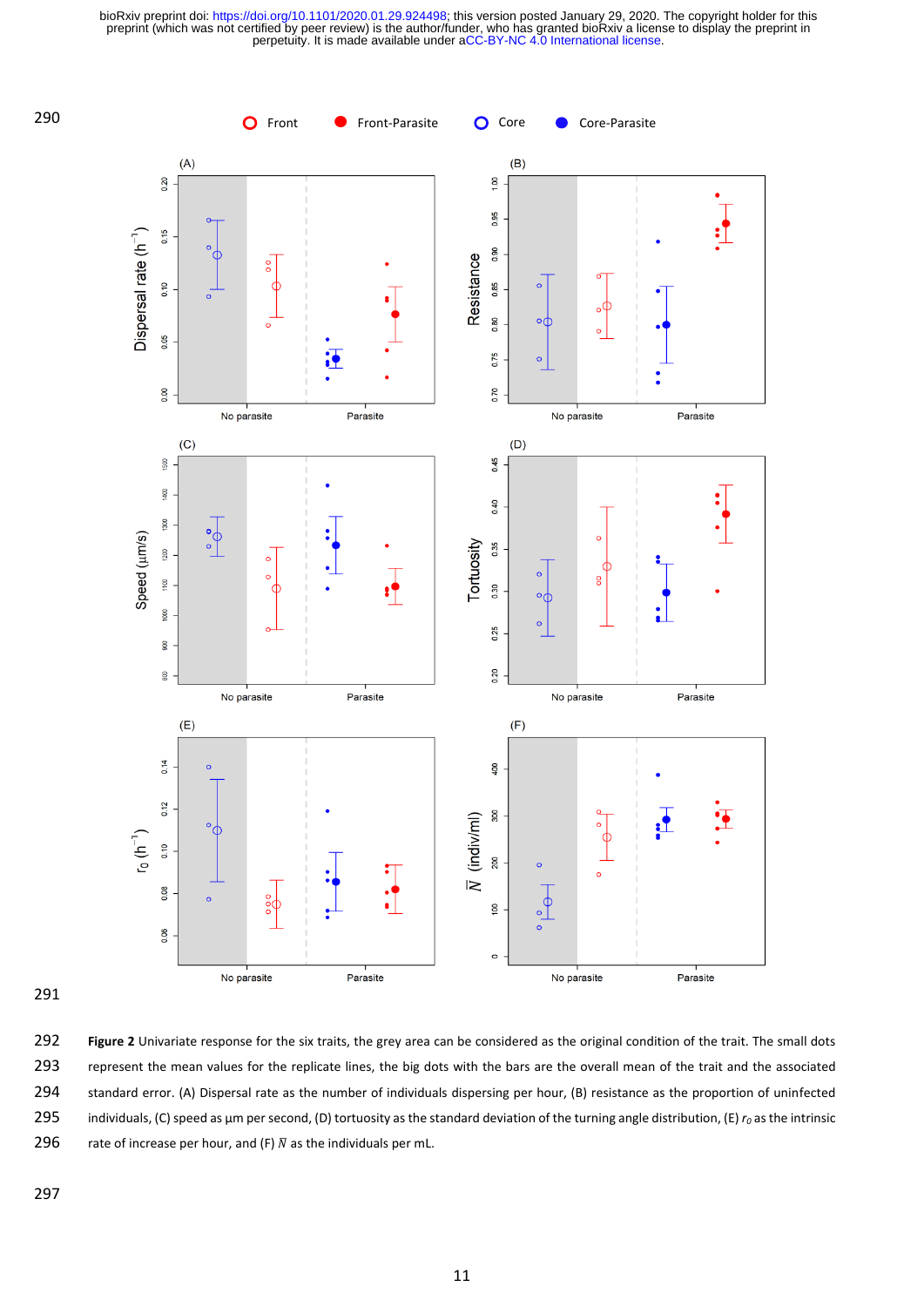**Figure 2** Univariate response for the six traits, the grey area can be considered as the original condition of the trait. The small dots represent the mean values for the replicate lines, the big dots with the bars are the overall mean of the trait and the associated standard error. (A) Dispersal rate as the number of individuals dispersing per hour, (B) resistance as the proportion of uninfected individuals, (C) speed as µm per second, (D) tortuosity as the standard deviation of the turning angle distribution, (E) $r_0$ as the intrinsic rate of increase per hour, and (F) $\bar{N}$ as the individuals per mL.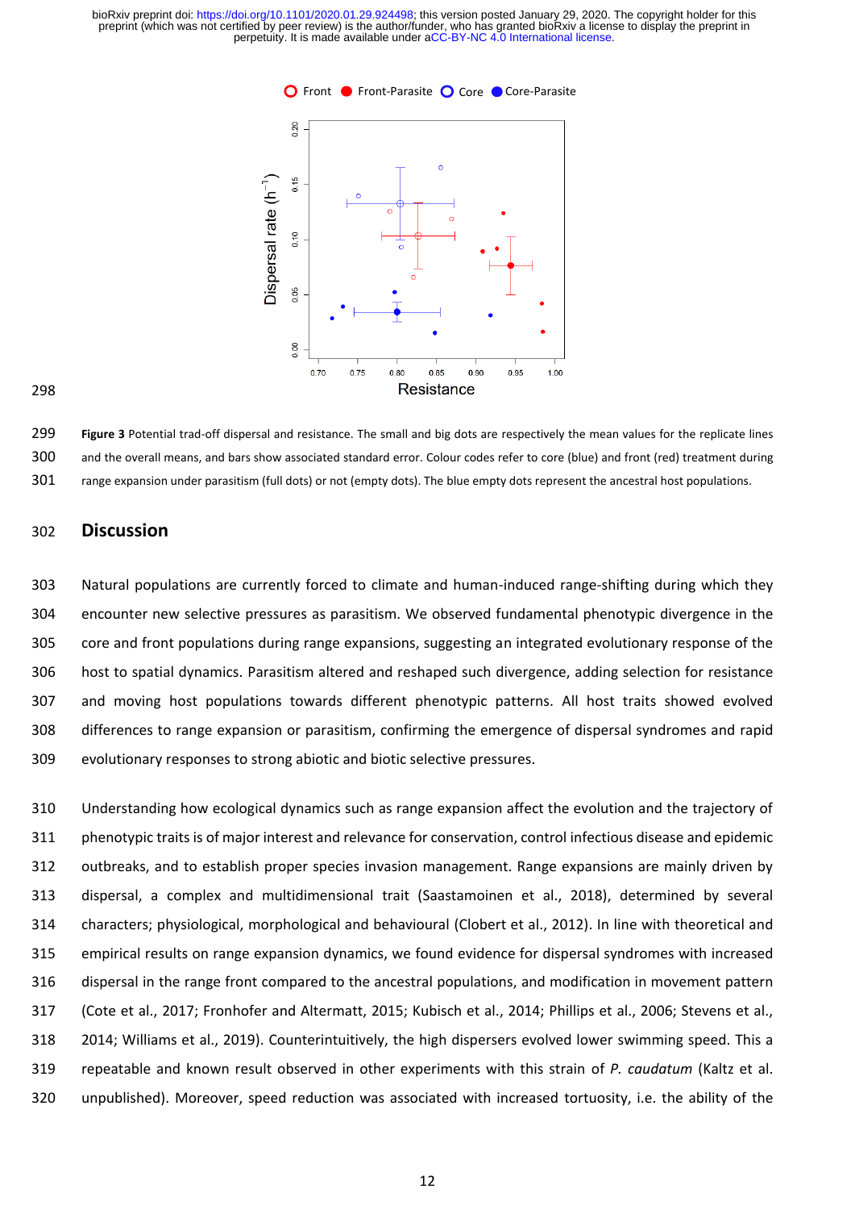Figure 3 Potential trad-off dispersal and resistance. The small and big dots are respectively the mean values for the replicate lines and the overall means, and bars show associated standard error. Colour codes refer to core (blue) and front (red) treatment during range expansion under parasitism (full dots) or not (empty dots). The blue empty dots represent the ancestral host populations.

## Discussion

Natural populations are currently forced to climate and human-induced range-shifting during which they encounter new selective pressures as parasitism. We observed fundamental phenotypic divergence in the core and front populations during range expansions, suggesting an integrated evolutionary response of the host to spatial dynamics. Parasitism altered and reshaped such divergence, adding selection for resistance and moving host populations towards different phenotypic patterns. All host traits showed evolved differences to range expansion or parasitism, confirming the emergence of dispersal syndromes and rapid evolutionary responses to strong abiotic and biotic selective pressures.

Understanding how ecological dynamics such as range expansion affect the evolution and the trajectory of phenotypic traits is of major interest and relevance for conservation, control infectious disease and epidemic outbreaks, and to establish proper species invasion management. Range expansions are mainly driven by dispersal, a complex and multidimensional trait (Saastamoinen et al., 2018), determined by several characters; physiological, morphological and behavioural (Clobert et al., 2012). In line with theoretical and empirical results on range expansion dynamics, we found evidence for dispersal syndromes with increased dispersal in the range front compared to the ancestral populations, and modification in movement pattern (Cote et al., 2017; Fronhofer and Altermatt, 2015; Kubisch et al., 2014; Phillips et al., 2006; Stevens et al., 2014; Williams et al., 2019). Counterintuitively, the high dispersers evolved lower swimming speed. This a repeatable and known result observed in other experiments with this strain of *P. caudatum* (Kaltz et al. unpublished). Moreover, speed reduction was associated with increased tortuosity, i.e. the ability of the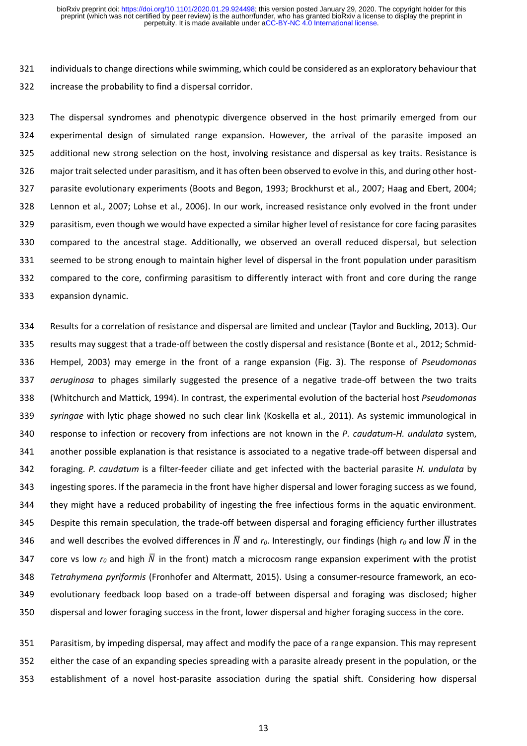individuals to change directions while swimming, which could be considered as an exploratory behaviour that increase the probability to find a dispersal corridor.

The dispersal syndromes and phenotypic divergence observed in the host primarily emerged from our experimental design of simulated range expansion. However, the arrival of the parasite imposed an additional new strong selection on the host, involving resistance and dispersal as key traits. Resistance is major trait selected under parasitism, and it has often been observed to evolve in this, and during other host-parasite evolutionary experiments (Boots and Begon, 1993; Brockhurst et al., 2007; Haag and Ebert, 2004; Lennon et al., 2007; Lohse et al., 2006). In our work, increased resistance only evolved in the front under parasitism, even though we would have expected a similar higher level of resistance for core facing parasites compared to the ancestral stage. Additionally, we observed an overall reduced dispersal, but selection seemed to be strong enough to maintain higher level of dispersal in the front population under parasitism compared to the core, confirming parasitism to differently interact with front and core during the range expansion dynamic.

Results for a correlation of resistance and dispersal are limited and unclear (Taylor and Buckling, 2013). Our results may suggest that a trade-off between the costly dispersal and resistance (Bonte et al., 2012; Schmid-Hempel, 2003) may emerge in the front of a range expansion (Fig. 3). The response of *Pseudomonas aeruginosa* to phages similarly suggested the presence of a negative trade-off between the two traits (Whitchurch and Mattick, 1994). In contrast, the experimental evolution of the bacterial host *Pseudomonas syringae* with lytic phage showed no such clear link (Koskella et al., 2011). As systemic immunological in response to infection or recovery from infections are not known in the *P. caudatum*-*H. undulata* system, another possible explanation is that resistance is associated to a negative trade-off between dispersal and foraging. *P. caudatum* is a filter-feeder ciliate and get infected with the bacterial parasite *H. undulata* by ingesting spores. If the paramecia in the front have higher dispersal and lower foraging success as we found, they might have a reduced probability of ingesting the free infectious forms in the aquatic environment. Despite this remain speculation, the trade-off between dispersal and foraging efficiency further illustrates and well describes the evolved differences in $\bar{N}$ and $r_0$. Interestingly, our findings (high $r_0$ and low $\bar{N}$ in the core vs low $r_0$ and high $\bar{N}$ in the front) match a microcosm range expansion experiment with the protist *Tetrahymena pyriformis* (Fronhofer and Altermatt, 2015). Using a consumer-resource framework, an eco-evolutionary feedback loop based on a trade-off between dispersal and foraging was disclosed; higher dispersal and lower foraging success in the front, lower dispersal and higher foraging success in the core.

Parasitism, by impeding dispersal, may affect and modify the pace of a range expansion. This may represent either the case of an expanding species spreading with a parasite already present in the population, or the establishment of a novel host-parasite association during the spatial shift. Considering how dispersal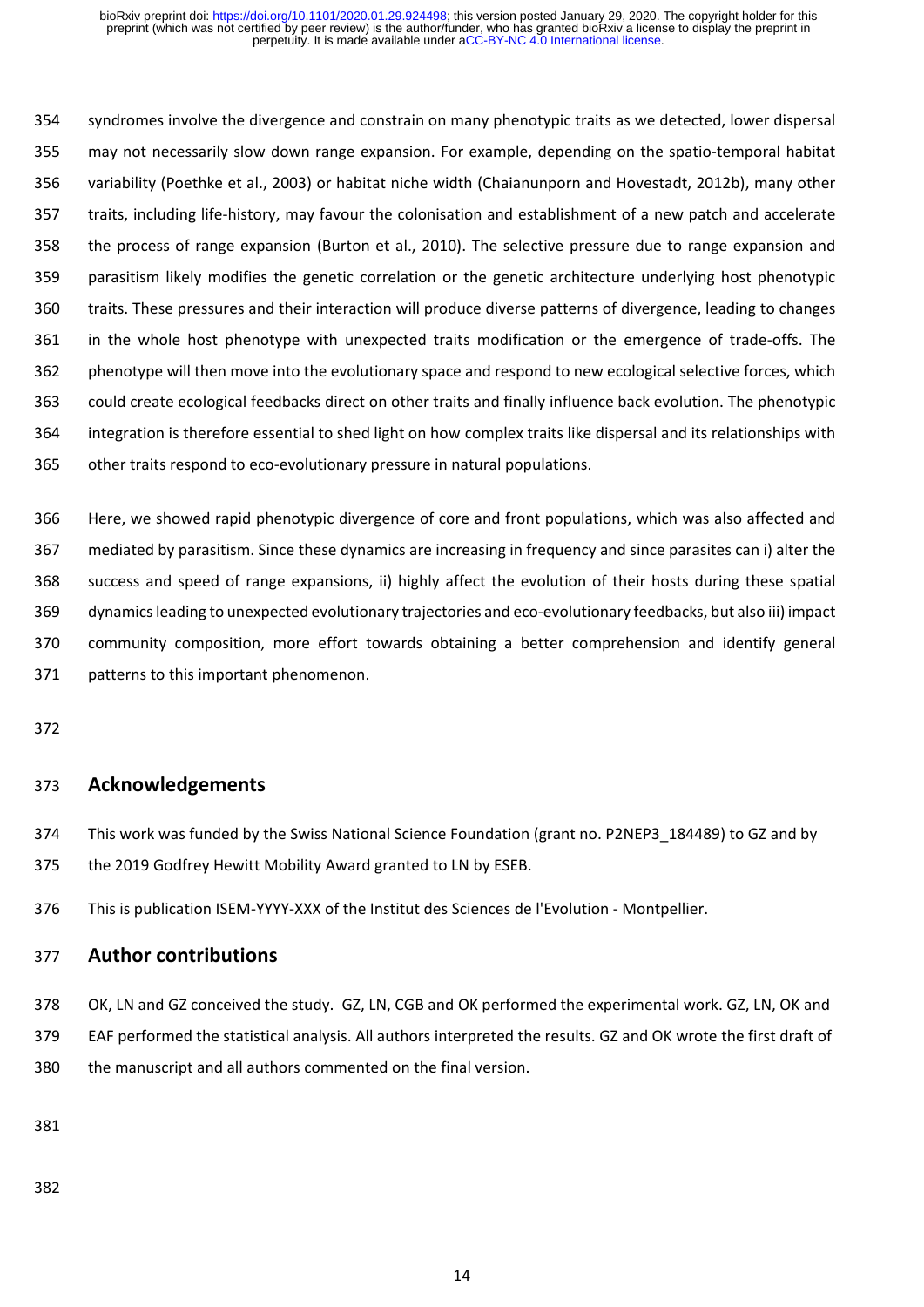syndromes involve the divergence and constrain on many phenotypic traits as we detected, lower dispersal may not necessarily slow down range expansion. For example, depending on the spatio-temporal habitat variability (Poethke et al., 2003) or habitat niche width (Chaianunporn and Hovestadt, 2012b), many other traits, including life-history, may favour the colonisation and establishment of a new patch and accelerate the process of range expansion (Burton et al., 2010). The selective pressure due to range expansion and parasitism likely modifies the genetic correlation or the genetic architecture underlying host phenotypic traits. These pressures and their interaction will produce diverse patterns of divergence, leading to changes in the whole host phenotype with unexpected traits modification or the emergence of trade-offs. The phenotype will then move into the evolutionary space and respond to new ecological selective forces, which could create ecological feedbacks direct on other traits and finally influence back evolution. The phenotypic integration is therefore essential to shed light on how complex traits like dispersal and its relationships with other traits respond to eco-evolutionary pressure in natural populations.

Here, we showed rapid phenotypic divergence of core and front populations, which was also affected and mediated by parasitism. Since these dynamics are increasing in frequency and since parasites can i) alter the success and speed of range expansions, ii) highly affect the evolution of their hosts during these spatial dynamics leading to unexpected evolutionary trajectories and eco-evolutionary feedbacks, but also iii) impact community composition, more effort towards obtaining a better comprehension and identify general patterns to this important phenomenon.

## Acknowledgements

This work was funded by the Swiss National Science Foundation (grant no. P2NEP3_184489) to GZ and by the 2019 Godfrey Hewitt Mobility Award granted to LN by ESEB.

This is publication ISEM-YYYY-XXX of the Institut des Sciences de l'Evolution - Montpellier.

## Author contributions

OK, LN and GZ conceived the study. GZ, LN, CGB and OK performed the experimental work. GZ, LN, OK and EAF performed the statistical analysis. All authors interpreted the results. GZ and OK wrote the first draft of the manuscript and all authors commented on the final version.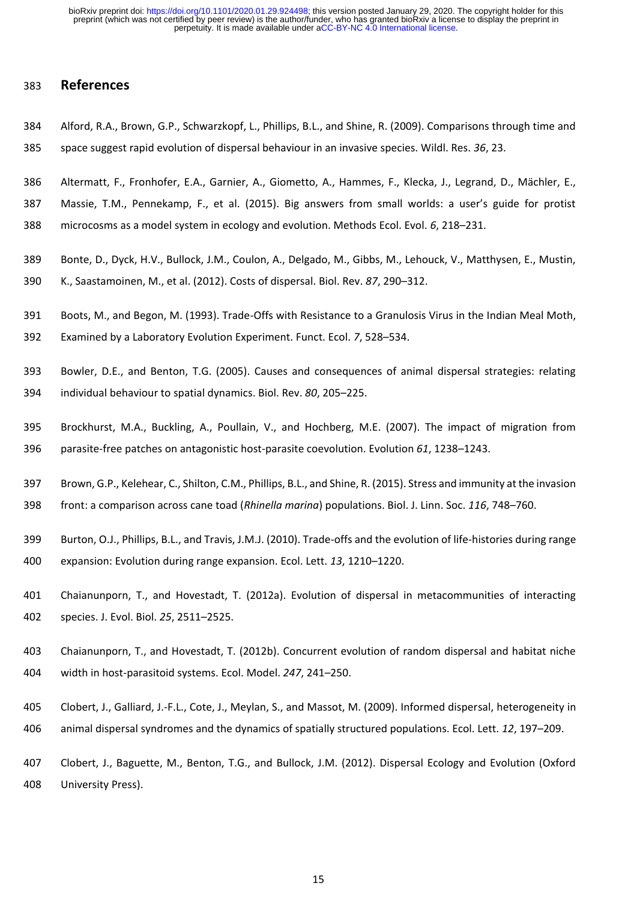## References

Alford, R.A., Brown, G.P., Schwarzkopf, L., Phillips, B.L., and Shine, R. (2009). Comparisons through time and space suggest rapid evolution of dispersal behaviour in an invasive species. Wildl. Res. *36*, 23.

Altermatt, F., Fronhofer, E.A., Garnier, A., Giometto, A., Hammes, F., Klecka, J., Legrand, D., Mächler, E., Massie, T.M., Pennekamp, F., et al. (2015). Big answers from small worlds: a user's guide for protist microcosms as a model system in ecology and evolution. Methods Ecol. Evol. *6*, 218–231.

Bonte, D., Dyck, H.V., Bullock, J.M., Coulon, A., Delgado, M., Gibbs, M., Lehouck, V., Matthysen, E., Mustin, K., Saastamoinen, M., et al. (2012). Costs of dispersal. Biol. Rev. *87*, 290–312.

Boots, M., and Begon, M. (1993). Trade-Offs with Resistance to a Granulosis Virus in the Indian Meal Moth, Examined by a Laboratory Evolution Experiment. Funct. Ecol. *7*, 528–534.

Bowler, D.E., and Benton, T.G. (2005). Causes and consequences of animal dispersal strategies: relating individual behaviour to spatial dynamics. Biol. Rev. *80*, 205–225.

Brockhurst, M.A., Buckling, A., Poullain, V., and Hochberg, M.E. (2007). The impact of migration from parasite-free patches on antagonistic host-parasite coevolution. Evolution *61*, 1238–1243.

Brown, G.P., Kelehear, C., Shilton, C.M., Phillips, B.L., and Shine, R. (2015). Stress and immunity at the invasion front: a comparison across cane toad (*Rhinella marina*) populations. Biol. J. Linn. Soc. *116*, 748–760.

Burton, O.J., Phillips, B.L., and Travis, J.M.J. (2010). Trade-offs and the evolution of life-histories during range expansion: Evolution during range expansion. Ecol. Lett. *13*, 1210–1220.

Chaianunporn, T., and Hovestadt, T. (2012a). Evolution of dispersal in metacommunities of interacting species. J. Evol. Biol. *25*, 2511–2525.

Chaianunporn, T., and Hovestadt, T. (2012b). Concurrent evolution of random dispersal and habitat niche width in host-parasitoid systems. Ecol. Model. *247*, 241–250.

Clobert, J., Galliard, J.-F.L., Cote, J., Meylan, S., and Massot, M. (2009). Informed dispersal, heterogeneity in animal dispersal syndromes and the dynamics of spatially structured populations. Ecol. Lett. *12*, 197–209.

Clobert, J., Baguette, M., Benton, T.G., and Bullock, J.M. (2012). Dispersal Ecology and Evolution (Oxford University Press).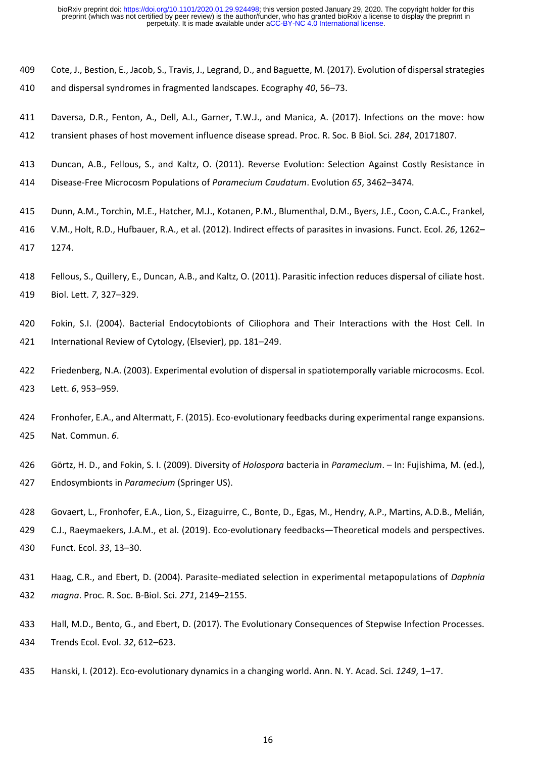Cote, J., Bestion, E., Jacob, S., Travis, J., Legrand, D., and Baguette, M. (2017). Evolution of dispersal strategies and dispersal syndromes in fragmented landscapes. Ecography *40*, 56–73.

Daversa, D.R., Fenton, A., Dell, A.I., Garner, T.W.J., and Manica, A. (2017). Infections on the move: how transient phases of host movement influence disease spread. Proc. R. Soc. B Biol. Sci. *284*, 20171807.

Duncan, A.B., Fellous, S., and Kaltz, O. (2011). Reverse Evolution: Selection Against Costly Resistance in Disease-Free Microcosm Populations of *Paramecium Caudatum*. Evolution *65*, 3462–3474.

Dunn, A.M., Torchin, M.E., Hatcher, M.J., Kotanen, P.M., Blumenthal, D.M., Byers, J.E., Coon, C.A.C., Frankel, V.M., Holt, R.D., Hufbauer, R.A., et al. (2012). Indirect effects of parasites in invasions. Funct. Ecol. *26*, 1262–1274.

Fellous, S., Quillery, E., Duncan, A.B., and Kaltz, O. (2011). Parasitic infection reduces dispersal of ciliate host. Biol. Lett. *7*, 327–329.

Fokin, S.I. (2004). Bacterial Endocytobionts of Ciliophora and Their Interactions with the Host Cell. In International Review of Cytology, (Elsevier), pp. 181–249.

Friedenberg, N.A. (2003). Experimental evolution of dispersal in spatiotemporally variable microcosms. Ecol. Lett. *6*, 953–959.

Fronhofer, E.A., and Altermatt, F. (2015). Eco-evolutionary feedbacks during experimental range expansions. Nat. Commun. *6*.

Görtz, H. D., and Fokin, S. I. (2009). Diversity of *Holospora* bacteria in *Paramecium*. – In: Fujishima, M. (ed.), Endosymbionts in *Paramecium* (Springer US).

Govaert, L., Fronhofer, E.A., Lion, S., Eizaguirre, C., Bonte, D., Egas, M., Hendry, A.P., Martins, A.D.B., Melián, C.J., Raeymaekers, J.A.M., et al. (2019). Eco-evolutionary feedbacks—Theoretical models and perspectives. Funct. Ecol. *33*, 13–30.

Haag, C.R., and Ebert, D. (2004). Parasite-mediated selection in experimental metapopulations of *Daphnia magna*. Proc. R. Soc. B-Biol. Sci. *271*, 2149–2155.

Hall, M.D., Bento, G., and Ebert, D. (2017). The Evolutionary Consequences of Stepwise Infection Processes. Trends Ecol. Evol. *32*, 612–623.

Hanski, I. (2012). Eco-evolutionary dynamics in a changing world. Ann. N. Y. Acad. Sci. *1249*, 1–17.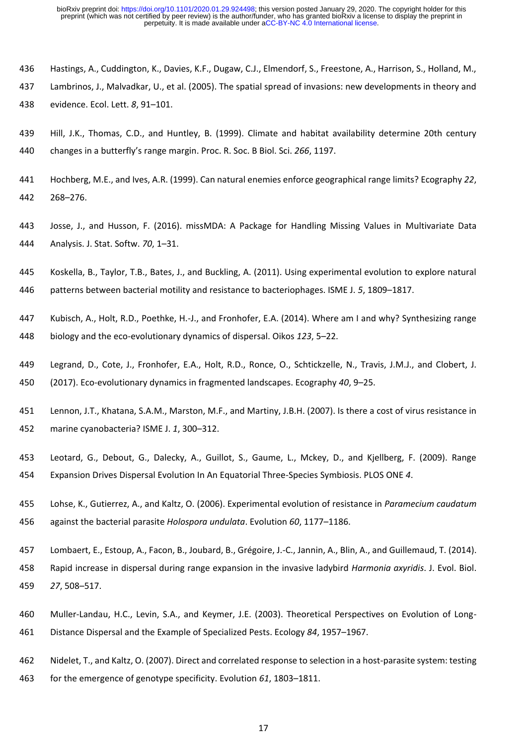Hastings, A., Cuddington, K., Davies, K.F., Dugaw, C.J., Elmendorf, S., Freestone, A., Harrison, S., Holland, M., Lambrinos, J., Malvadkar, U., et al. (2005). The spatial spread of invasions: new developments in theory and evidence. Ecol. Lett. *8*, 91–101.

Hill, J.K., Thomas, C.D., and Huntley, B. (1999). Climate and habitat availability determine 20th century changes in a butterfly's range margin. Proc. R. Soc. B Biol. Sci. *266*, 1197.

Hochberg, M.E., and Ives, A.R. (1999). Can natural enemies enforce geographical range limits? Ecography *22*, 268–276.

Josse, J., and Husson, F. (2016). missMDA: A Package for Handling Missing Values in Multivariate Data Analysis. J. Stat. Softw. *70*, 1–31.

Koskella, B., Taylor, T.B., Bates, J., and Buckling, A. (2011). Using experimental evolution to explore natural patterns between bacterial motility and resistance to bacteriophages. ISME J. *5*, 1809–1817.

Kubisch, A., Holt, R.D., Poethke, H.-J., and Fronhofer, E.A. (2014). Where am I and why? Synthesizing range biology and the eco-evolutionary dynamics of dispersal. Oikos *123*, 5–22.

Legrand, D., Cote, J., Fronhofer, E.A., Holt, R.D., Ronce, O., Schtickzelle, N., Travis, J.M.J., and Clobert, J. (2017). Eco-evolutionary dynamics in fragmented landscapes. Ecography *40*, 9–25.

Lennon, J.T., Khatana, S.A.M., Marston, M.F., and Martiny, J.B.H. (2007). Is there a cost of virus resistance in marine cyanobacteria? ISME J. *1*, 300–312.

Leotard, G., Debout, G., Dalecky, A., Guillot, S., Gaume, L., Mckey, D., and Kjellberg, F. (2009). Range Expansion Drives Dispersal Evolution In An Equatorial Three-Species Symbiosis. PLOS ONE *4*.

Lohse, K., Gutierrez, A., and Kaltz, O. (2006). Experimental evolution of resistance in *Paramecium caudatum* against the bacterial parasite *Holospora undulata*. Evolution *60*, 1177–1186.

Lombaert, E., Estoup, A., Facon, B., Joubard, B., Grégoire, J.-C., Jannin, A., Blin, A., and Guillemaud, T. (2014). Rapid increase in dispersal during range expansion in the invasive ladybird *Harmonia axyridis*. J. Evol. Biol. *27*, 508–517.

Muller-Landau, H.C., Levin, S.A., and Keymer, J.E. (2003). Theoretical Perspectives on Evolution of Long-Distance Dispersal and the Example of Specialized Pests. Ecology *84*, 1957–1967.

Nidelet, T., and Kaltz, O. (2007). Direct and correlated response to selection in a host-parasite system: testing for the emergence of genotype specificity. Evolution *61*, 1803–1811.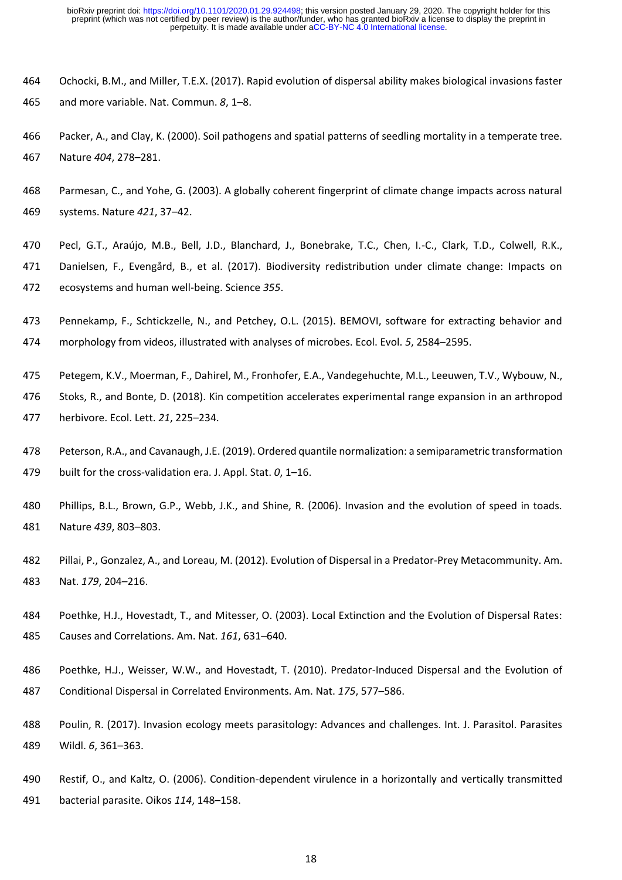Ochocki, B.M., and Miller, T.E.X. (2017). Rapid evolution of dispersal ability makes biological invasions faster and more variable. Nat. Commun. *8*, 1–8.

Packer, A., and Clay, K. (2000). Soil pathogens and spatial patterns of seedling mortality in a temperate tree. Nature *404*, 278–281.

Parmesan, C., and Yohe, G. (2003). A globally coherent fingerprint of climate change impacts across natural systems. Nature *421*, 37–42.

Pecl, G.T., Araújo, M.B., Bell, J.D., Blanchard, J., Bonebrake, T.C., Chen, I.-C., Clark, T.D., Colwell, R.K., Danielsen, F., Evengård, B., et al. (2017). Biodiversity redistribution under climate change: Impacts on ecosystems and human well-being. Science *355*.

Pennekamp, F., Schtickzelle, N., and Petchey, O.L. (2015). BEMOVI, software for extracting behavior and morphology from videos, illustrated with analyses of microbes. Ecol. Evol. *5*, 2584–2595.

Petegem, K.V., Moerman, F., Dahirel, M., Fronhofer, E.A., Vandegehuchte, M.L., Leeuwen, T.V., Wybouw, N., Stoks, R., and Bonte, D. (2018). Kin competition accelerates experimental range expansion in an arthropod herbivore. Ecol. Lett. *21*, 225–234.

Peterson, R.A., and Cavanaugh, J.E. (2019). Ordered quantile normalization: a semiparametric transformation built for the cross-validation era. J. Appl. Stat. *0*, 1–16.

Phillips, B.L., Brown, G.P., Webb, J.K., and Shine, R. (2006). Invasion and the evolution of speed in toads. Nature *439*, 803–803.

Pillai, P., Gonzalez, A., and Loreau, M. (2012). Evolution of Dispersal in a Predator-Prey Metacommunity. Am. Nat. *179*, 204–216.

Poethke, H.J., Hovestadt, T., and Mitesser, O. (2003). Local Extinction and the Evolution of Dispersal Rates: Causes and Correlations. Am. Nat. *161*, 631–640.

Poethke, H.J., Weisser, W.W., and Hovestadt, T. (2010). Predator-Induced Dispersal and the Evolution of Conditional Dispersal in Correlated Environments. Am. Nat. *175*, 577–586.

Poulin, R. (2017). Invasion ecology meets parasitology: Advances and challenges. Int. J. Parasitol. Parasites Wildl. *6*, 361–363.

Restif, O., and Kaltz, O. (2006). Condition-dependent virulence in a horizontally and vertically transmitted bacterial parasite. Oikos *114*, 148–158.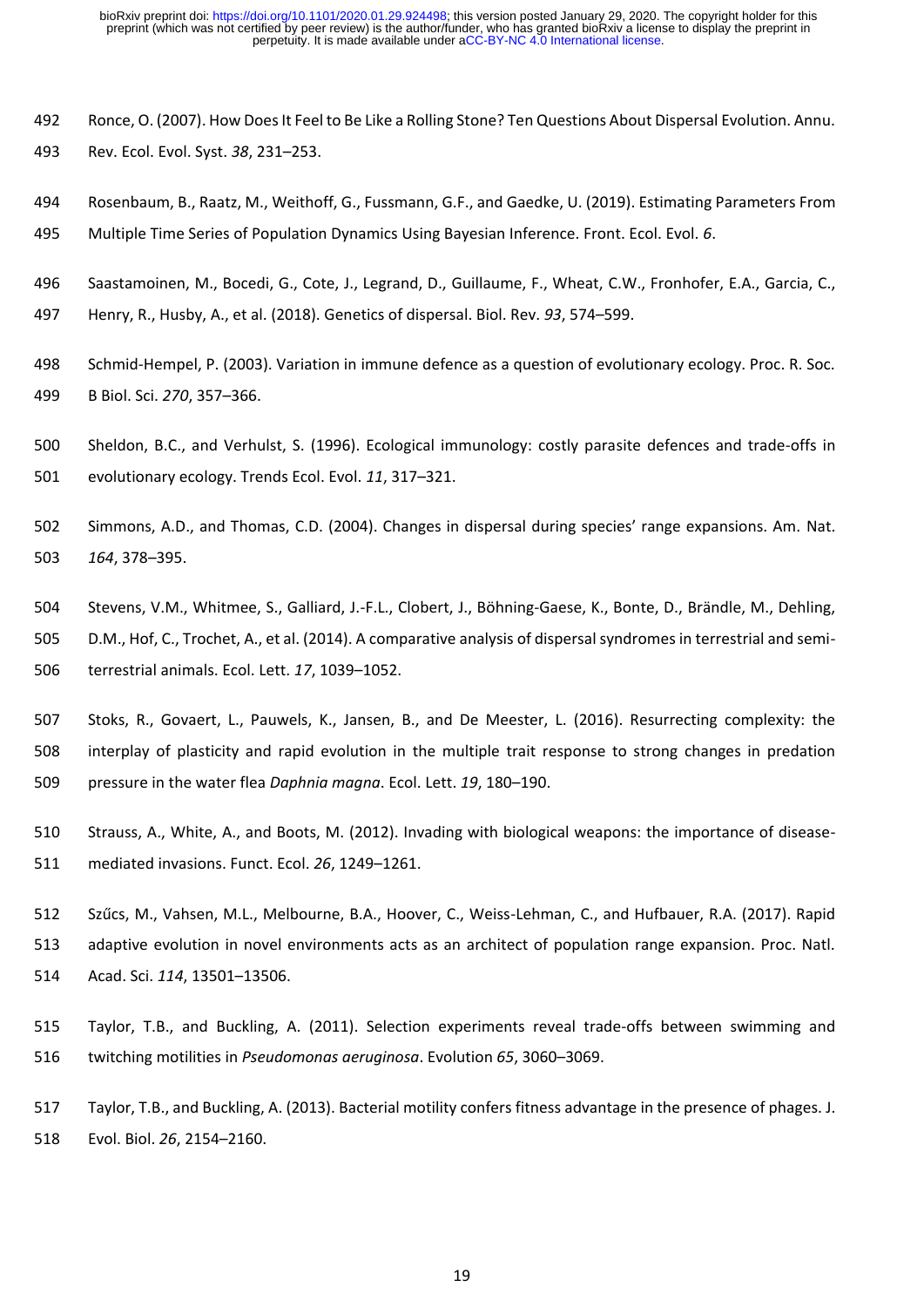Ronce, O. (2007). How Does It Feel to Be Like a Rolling Stone? Ten Questions About Dispersal Evolution. Annu. Rev. Ecol. Evol. Syst. *38*, 231–253.

Rosenbaum, B., Raatz, M., Weithoff, G., Fussmann, G.F., and Gaedke, U. (2019). Estimating Parameters From Multiple Time Series of Population Dynamics Using Bayesian Inference. Front. Ecol. Evol. *6*.

Saastamoinen, M., Bocedi, G., Cote, J., Legrand, D., Guillaume, F., Wheat, C.W., Fronhofer, E.A., Garcia, C., Henry, R., Husby, A., et al. (2018). Genetics of dispersal. Biol. Rev. *93*, 574–599.

Schmid-Hempel, P. (2003). Variation in immune defence as a question of evolutionary ecology. Proc. R. Soc. B Biol. Sci. *270*, 357–366.

Sheldon, B.C., and Verhulst, S. (1996). Ecological immunology: costly parasite defences and trade-offs in evolutionary ecology. Trends Ecol. Evol. *11*, 317–321.

Simmons, A.D., and Thomas, C.D. (2004). Changes in dispersal during species' range expansions. Am. Nat. *164*, 378–395.

Stevens, V.M., Whitmee, S., Galliard, J.-F.L., Clobert, J., Böhning-Gaese, K., Bonte, D., Brändle, M., Dehling, D.M., Hof, C., Trochet, A., et al. (2014). A comparative analysis of dispersal syndromes in terrestrial and semi-terrestrial animals. Ecol. Lett. *17*, 1039–1052.

Stoks, R., Govaert, L., Pauwels, K., Jansen, B., and De Meester, L. (2016). Resurrecting complexity: the interplay of plasticity and rapid evolution in the multiple trait response to strong changes in predation pressure in the water flea *Daphnia magna*. Ecol. Lett. *19*, 180–190.

Strauss, A., White, A., and Boots, M. (2012). Invading with biological weapons: the importance of disease-mediated invasions. Funct. Ecol. *26*, 1249–1261.

Szűcs, M., Vahsen, M.L., Melbourne, B.A., Hoover, C., Weiss-Lehman, C., and Hufbauer, R.A. (2017). Rapid adaptive evolution in novel environments acts as an architect of population range expansion. Proc. Natl. Acad. Sci. *114*, 13501–13506.

Taylor, T.B., and Buckling, A. (2011). Selection experiments reveal trade-offs between swimming and twitching motilities in *Pseudomonas aeruginosa*. Evolution *65*, 3060–3069.

Taylor, T.B., and Buckling, A. (2013). Bacterial motility confers fitness advantage in the presence of phages. J. Evol. Biol. *26*, 2154–2160.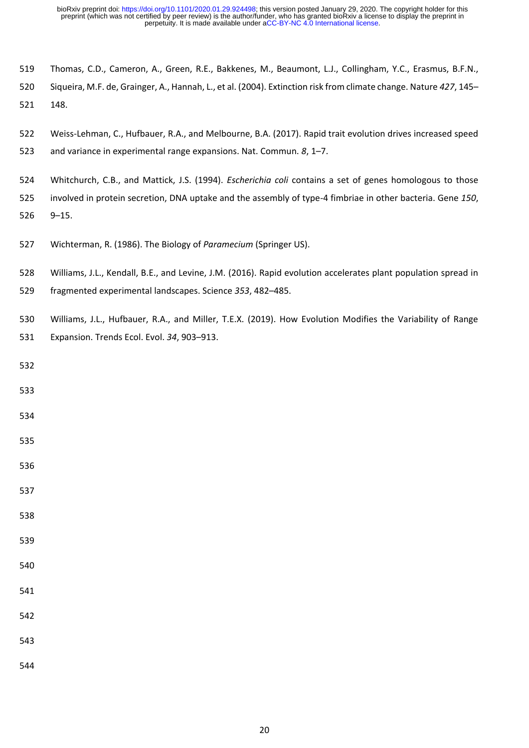Thomas, C.D., Cameron, A., Green, R.E., Bakkenes, M., Beaumont, L.J., Collingham, Y.C., Erasmus, B.F.N., Siqueira, M.F. de, Grainger, A., Hannah, L., et al. (2004). Extinction risk from climate change. Nature *427*, 145–148.

Weiss-Lehman, C., Hufbauer, R.A., and Melbourne, B.A. (2017). Rapid trait evolution drives increased speed and variance in experimental range expansions. Nat. Commun. *8*, 1–7.

Whitchurch, C.B., and Mattick, J.S. (1994). *Escherichia coli* contains a set of genes homologous to those involved in protein secretion, DNA uptake and the assembly of type-4 fimbriae in other bacteria. Gene *150*, 9–15.

Wichterman, R. (1986). The Biology of *Paramecium* (Springer US).

Williams, J.L., Kendall, B.E., and Levine, J.M. (2016). Rapid evolution accelerates plant population spread in fragmented experimental landscapes. Science *353*, 482–485.

Williams, J.L., Hufbauer, R.A., and Miller, T.E.X. (2019). How Evolution Modifies the Variability of Range Expansion. Trends Ecol. Evol. *34*, 903–913.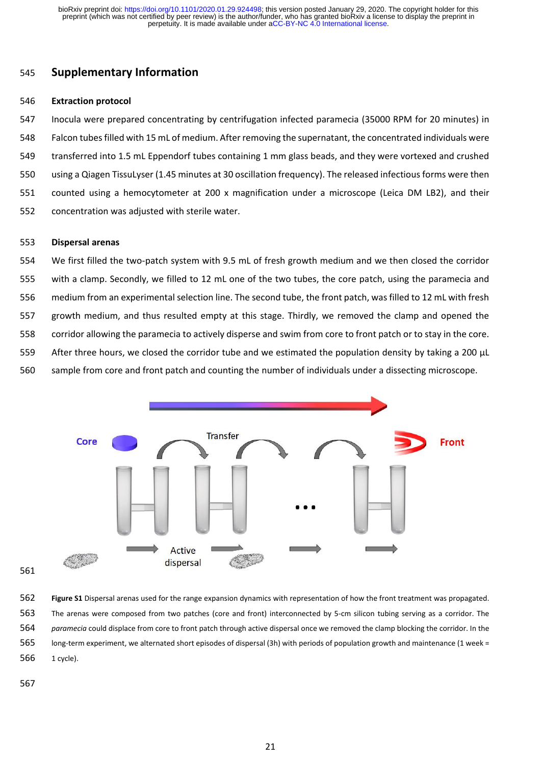## Supplementary Information

### Extraction protocol

Inocula were prepared concentrating by centrifugation infected paramecia (35000 RPM for 20 minutes) in Falcon tubes filled with 15 mL of medium. After removing the supernatant, the concentrated individuals were transferred into 1.5 mL Eppendorf tubes containing 1 mm glass beads, and they were vortexed and crushed using a Qiagen TissuLyser (1.45 minutes at 30 oscillation frequency). The released infectious forms were then counted using a hemocytometer at 200 x magnification under a microscope (Leica DM LB2), and their concentration was adjusted with sterile water.

### Dispersal arenas

We first filled the two-patch system with 9.5 mL of fresh growth medium and we then closed the corridor with a clamp. Secondly, we filled to 12 mL one of the two tubes, the core patch, using the paramecia and medium from an experimental selection line. The second tube, the front patch, was filled to 12 mL with fresh growth medium, and thus resulted empty at this stage. Thirdly, we removed the clamp and opened the corridor allowing the paramecia to actively disperse and swim from core to front patch or to stay in the core. After three hours, we closed the corridor tube and we estimated the population density by taking a 200 µL sample from core and front patch and counting the number of individuals under a dissecting microscope.

**Figure S1** Dispersal arenas used for the range expansion dynamics with representation of how the front treatment was propagated. The arenas were composed from two patches (core and front) interconnected by 5-cm silicon tubing serving as a corridor. The *paramecia* could displace from core to front patch through active dispersal once we removed the clamp blocking the corridor. In the long-term experiment, we alternated short episodes of dispersal (3h) with periods of population growth and maintenance (1 week = 1 cycle).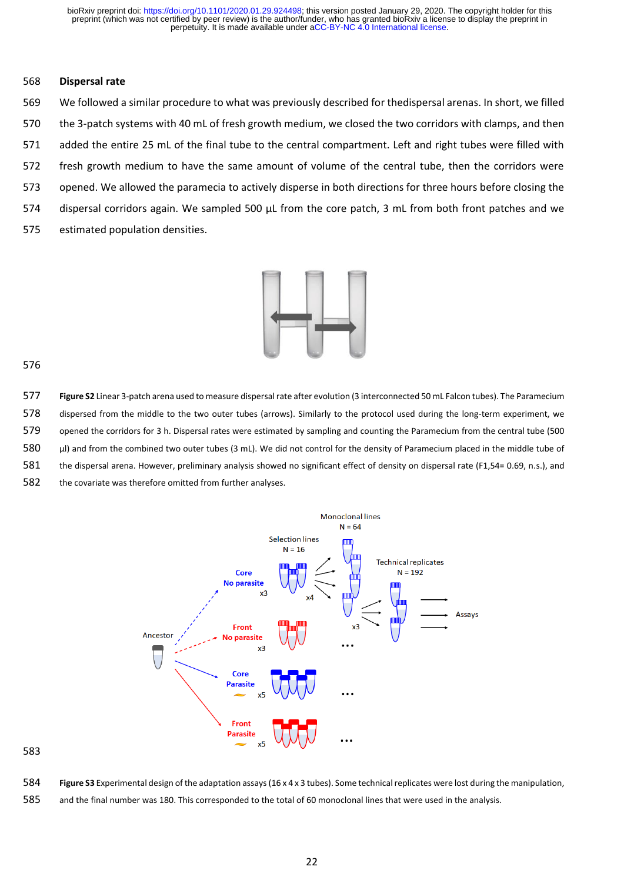## Dispersal rate

We followed a similar procedure to what was previously described for thedispersal arenas. In short, we filled the 3-patch systems with 40 mL of fresh growth medium, we closed the two corridors with clamps, and then added the entire 25 mL of the final tube to the central compartment. Left and right tubes were filled with fresh growth medium to have the same amount of volume of the central tube, then the corridors were opened. We allowed the paramecia to actively disperse in both directions for three hours before closing the dispersal corridors again. We sampled 500 µL from the core patch, 3 mL from both front patches and we estimated population densities.

**Figure S2** Linear 3-patch arena used to measure dispersal rate after evolution (3 interconnected 50 mL Falcon tubes). The Paramecium dispersed from the middle to the two outer tubes (arrows). Similarly to the protocol used during the long-term experiment, we opened the corridors for 3 h. Dispersal rates were estimated by sampling and counting the Paramecium from the central tube (500 µl) and from the combined two outer tubes (3 mL). We did not control for the density of Paramecium placed in the middle tube of the dispersal arena. However, preliminary analysis showed no significant effect of density on dispersal rate ($F_{1,54}$= 0.69, n.s.), and the covariate was therefore omitted from further analyses.

**Figure S3** Experimental design of the adaptation assays (16 x 4 x 3 tubes). Some technical replicates were lost during the manipulation, and the final number was 180. This corresponded to the total of 60 monoclonal lines that were used in the analysis.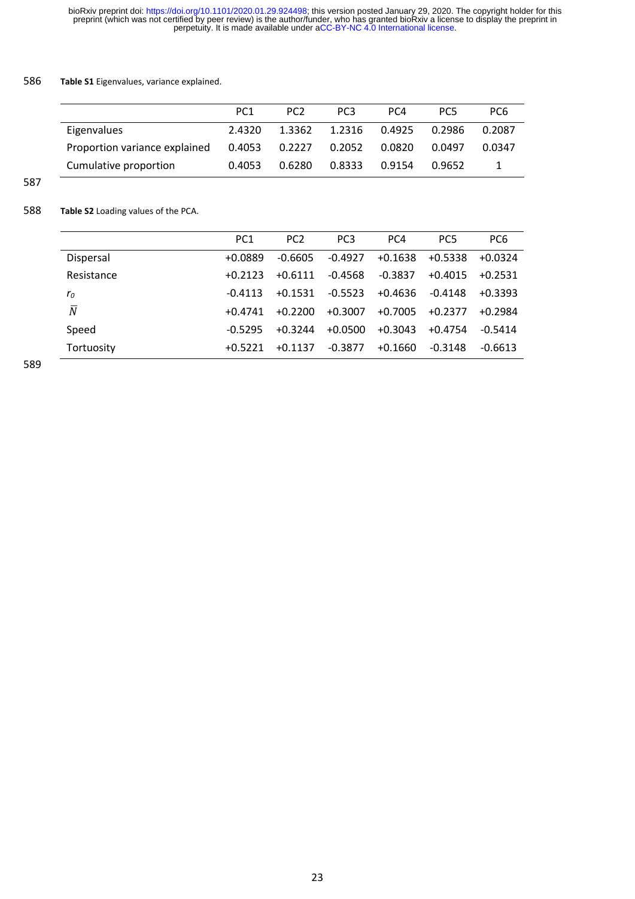**Table S1** Eigenvalues, variance explained.

| | PC1 | PC2 | PC3 | PC4 | PC5 | PC6 |
|---|---|---|---|---|---|---|
| Eigenvalues | 2.4320 | 1.3362 | 1.2316 | 0.4925 | 0.2986 | 0.2087 |
| Proportion variance explained | 0.4053 | 0.2227 | 0.2052 | 0.0820 | 0.0497 | 0.0347 |
| Cumulative proportion | 0.4053 | 0.6280 | 0.8333 | 0.9154 | 0.9652 | 1 |

**Table S2** Loading values of the PCA.

| | PC1 | PC2 | PC3 | PC4 | PC5 | PC6 |
|---|---|---|---|---|---|---|
| Dispersal | +0.0889 | -0.6605 | -0.4927 | +0.1638 | +0.5338 | +0.0324 |
| Resistance | +0.2123 | +0.6111 | -0.4568 | -0.3837 | +0.4015 | +0.2531 |
| $r_0$ | -0.4113 | +0.1531 | -0.5523 | +0.4636 | -0.4148 | +0.3393 |
| $\bar{N}$ | +0.4741 | +0.2200 | +0.3007 | +0.7005 | +0.2377 | +0.2984 |
| Speed | -0.5295 | +0.3244 | +0.0500 | +0.3043 | +0.4754 | -0.5414 |
| Tortuosity | +0.5221 | +0.1137 | -0.3877 | +0.1660 | -0.3148 | -0.6613 |